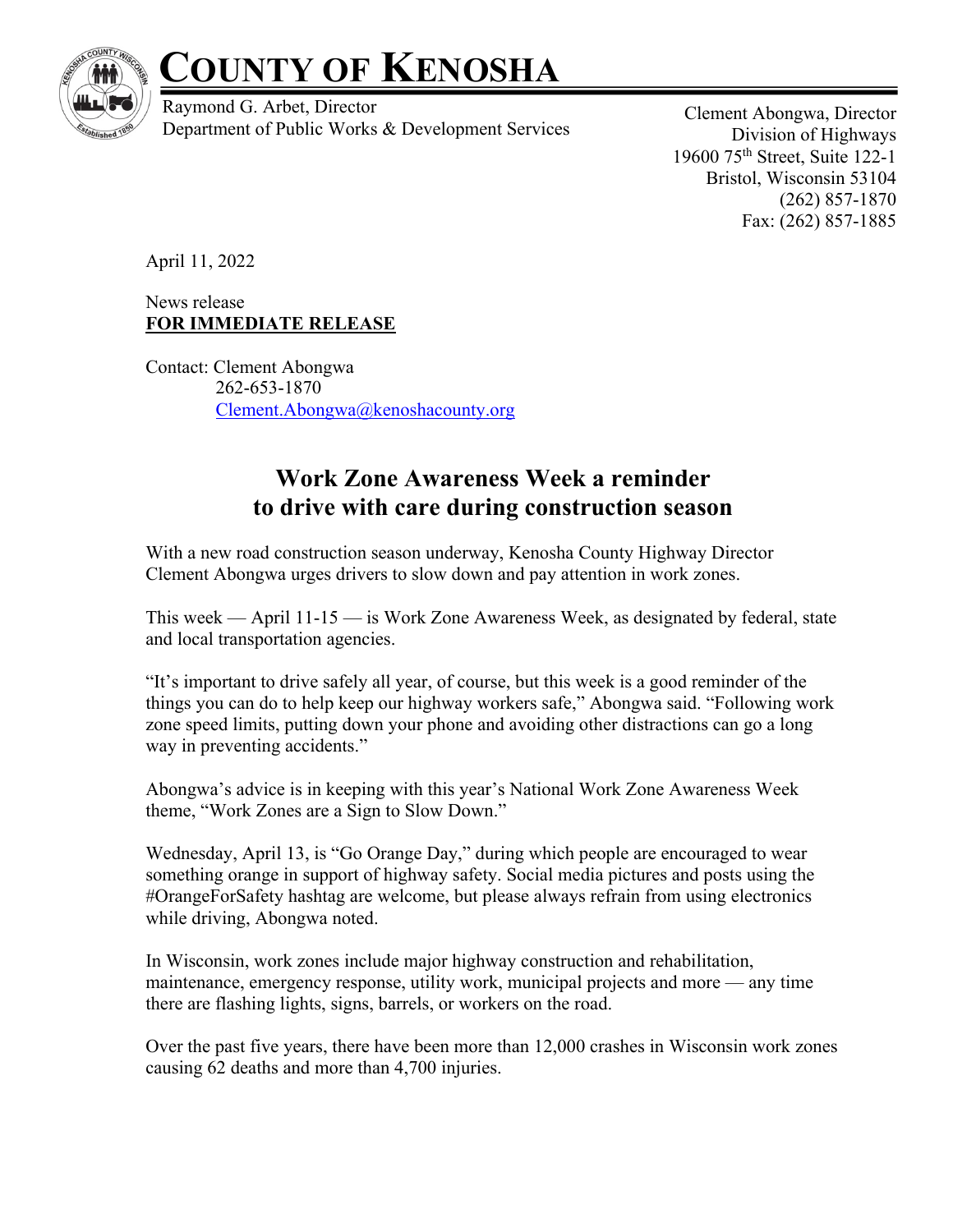# COUNTY OF KENOSHA

Raymond G. Arbet, Director
Department of Public Works & Development Services

Clement Abongwa, Director
Division of Highways
19600 75th Street, Suite 122-1
Bristol, Wisconsin 53104
(262) 857-1870
Fax: (262) 857-1885

April 11, 2022

News release
**FOR IMMEDIATE RELEASE**

Contact: Clement Abongwa
262-653-1870
Clement.Abongwa@kenoshacounty.org

## Work Zone Awareness Week a reminder to drive with care during construction season

With a new road construction season underway, Kenosha County Highway Director Clement Abongwa urges drivers to slow down and pay attention in work zones.

This week — April 11-15 — is Work Zone Awareness Week, as designated by federal, state and local transportation agencies.

"It's important to drive safely all year, of course, but this week is a good reminder of the things you can do to help keep our highway workers safe," Abongwa said. "Following work zone speed limits, putting down your phone and avoiding other distractions can go a long way in preventing accidents."

Abongwa's advice is in keeping with this year's National Work Zone Awareness Week theme, "Work Zones are a Sign to Slow Down."

Wednesday, April 13, is "Go Orange Day," during which people are encouraged to wear something orange in support of highway safety. Social media pictures and posts using the #OrangeForSafety hashtag are welcome, but please always refrain from using electronics while driving, Abongwa noted.

In Wisconsin, work zones include major highway construction and rehabilitation, maintenance, emergency response, utility work, municipal projects and more — any time there are flashing lights, signs, barrels, or workers on the road.

Over the past five years, there have been more than 12,000 crashes in Wisconsin work zones causing 62 deaths and more than 4,700 injuries.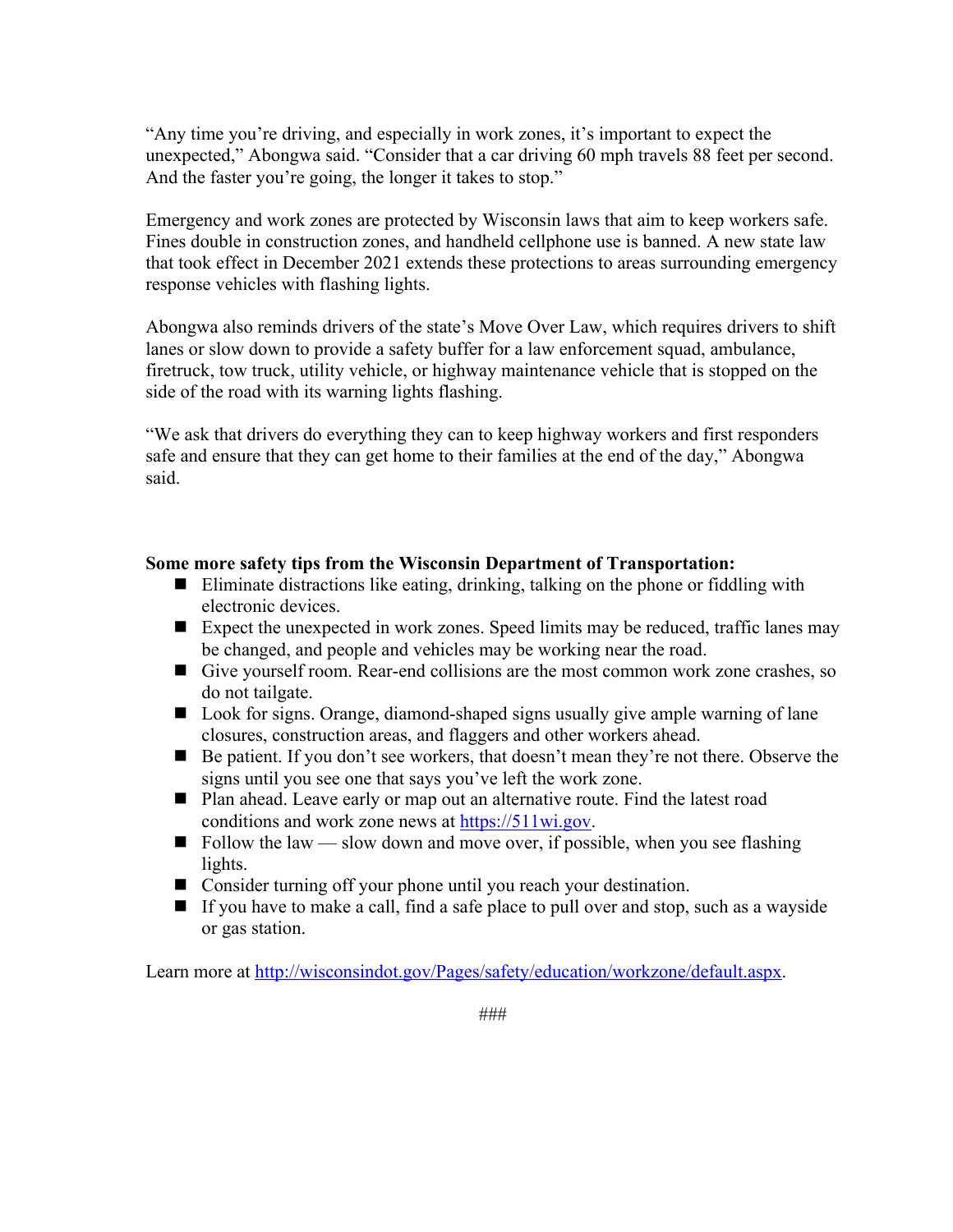"Any time you're driving, and especially in work zones, it's important to expect the unexpected," Abongwa said. "Consider that a car driving 60 mph travels 88 feet per second. And the faster you're going, the longer it takes to stop."

Emergency and work zones are protected by Wisconsin laws that aim to keep workers safe. Fines double in construction zones, and handheld cellphone use is banned. A new state law that took effect in December 2021 extends these protections to areas surrounding emergency response vehicles with flashing lights.

Abongwa also reminds drivers of the state's Move Over Law, which requires drivers to shift lanes or slow down to provide a safety buffer for a law enforcement squad, ambulance, firetruck, tow truck, utility vehicle, or highway maintenance vehicle that is stopped on the side of the road with its warning lights flashing.

"We ask that drivers do everything they can to keep highway workers and first responders safe and ensure that they can get home to their families at the end of the day," Abongwa said.

**Some more safety tips from the Wisconsin Department of Transportation:**

- Eliminate distractions like eating, drinking, talking on the phone or fiddling with electronic devices.
- Expect the unexpected in work zones. Speed limits may be reduced, traffic lanes may be changed, and people and vehicles may be working near the road.
- Give yourself room. Rear-end collisions are the most common work zone crashes, so do not tailgate.
- Look for signs. Orange, diamond-shaped signs usually give ample warning of lane closures, construction areas, and flaggers and other workers ahead.
- Be patient. If you don't see workers, that doesn't mean they're not there. Observe the signs until you see one that says you've left the work zone.
- Plan ahead. Leave early or map out an alternative route. Find the latest road conditions and work zone news at [https://511wi.gov](https://511wi.gov).
- Follow the law — slow down and move over, if possible, when you see flashing lights.
- Consider turning off your phone until you reach your destination.
- If you have to make a call, find a safe place to pull over and stop, such as a wayside or gas station.

Learn more at [http://wisconsindot.gov/Pages/safety/education/workzone/default.aspx](http://wisconsindot.gov/Pages/safety/education/workzone/default.aspx).

###